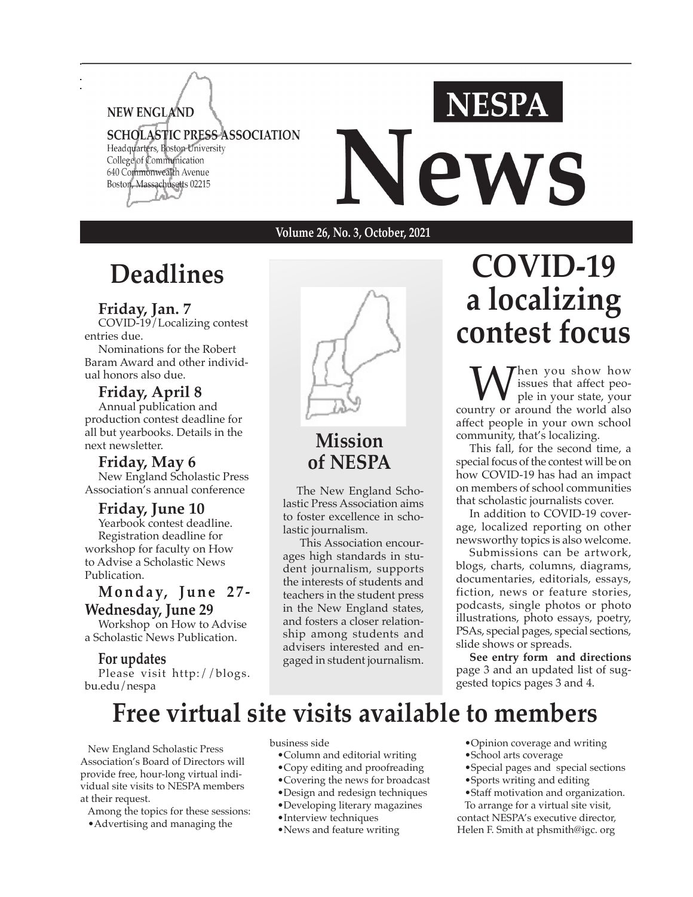NEW ENGLAND

SCHOLASTIC PRESS ASSOCIATION

Headquarters, Boston University
College of Communication
640 Commonwealth Avenue
Boston, Massachusetts 02215

# NESPA News

Volume 26, No. 3, October, 2021

## Deadlines

### Friday, Jan. 7

COVID-19/Localizing contest entries due.

Nominations for the Robert Baram Award and other individual honors also due.

### Friday, April 8

Annual publication and production contest deadline for all but yearbooks. Details in the next newsletter.

### Friday, May 6

New England Scholastic Press Association's annual conference

### Friday, June 10

Yearbook contest deadline.

Registration deadline for workshop for faculty on How to Advise a Scholastic News Publication.

### Monday, June 27-Wednesday, June 29

Workshop on How to Advise a Scholastic News Publication.

### For updates

Please visit http://blogs.bu.edu/nespa

## Mission of NESPA

The New England Scholastic Press Association aims to foster excellence in scholastic journalism.

This Association encourages high standards in student journalism, supports the interests of students and teachers in the student press in the New England states, and fosters a closer relationship among students and advisers interested and engaged in student journalism.

## COVID-19 a localizing contest focus

When you show how issues that affect people in your state, your country or around the world also affect people in your own school community, that's localizing.

This fall, for the second time, a special focus of the contest will be on how COVID-19 has had an impact on members of school communities that scholastic journalists cover.

In addition to COVID-19 coverage, localized reporting on other newsworthy topics is also welcome.

Submissions can be artwork, blogs, charts, columns, diagrams, documentaries, editorials, essays, fiction, news or feature stories, podcasts, single photos or photo illustrations, photo essays, poetry, PSAs, special pages, special sections, slide shows or spreads.

**See entry form and directions** page 3 and an updated list of suggested topics pages 3 and 4.

## Free virtual site visits available to members

New England Scholastic Press Association's Board of Directors will provide free, hour-long virtual individual site visits to NESPA members at their request.

Among the topics for these sessions:

- Advertising and managing the business side
- Column and editorial writing
- Copy editing and proofreading
- Covering the news for broadcast
- Design and redesign techniques
- Developing literary magazines
- Interview techniques
- News and feature writing
- Opinion coverage and writing
- School arts coverage
- Special pages and special sections
- Sports writing and editing
- Staff motivation and organization.

To arrange for a virtual site visit, contact NESPA's executive director, Helen F. Smith at phsmith@igc. org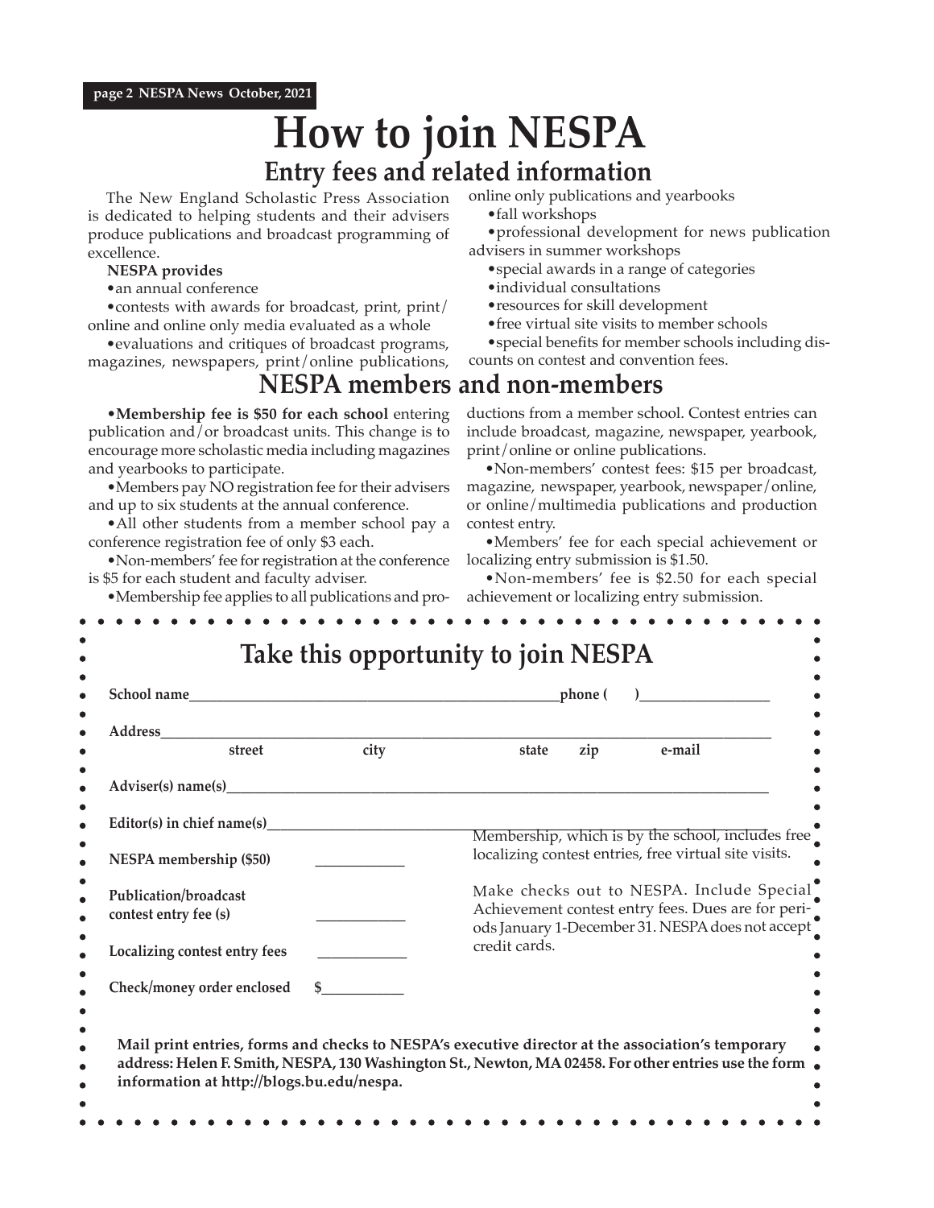// Dev Note: Ngolo nia ni ya hiaji yamma sapiko kibayan
# How to join NESPA

## Entry fees and related information

The New England Scholastic Press Association is dedicated to helping students and their advisers produce publications and broadcast programming of excellence.

**NESPA provides**

- an annual conference
- contests with awards for broadcast, print, print/online and online only media evaluated as a whole
- evaluations and critiques of broadcast programs, magazines, newspapers, print/online publications, online only publications and yearbooks
- fall workshops
- professional development for news publication advisers in summer workshops
- special awards in a range of categories
- individual consultations
- resources for skill development
- free virtual site visits to member schools
- special benefits for member schools including discounts on contest and convention fees.

## NESPA members and non-members

- **Membership fee is $50 for each school** entering publication and/or broadcast units. This change is to encourage more scholastic media including magazines and yearbooks to participate.
- Members pay NO registration fee for their advisers and up to six students at the annual conference.
- All other students from a member school pay a conference registration fee of only $3 each.
- Non-members' fee for registration at the conference is $5 for each student and faculty adviser.
- Membership fee applies to all publications and productions from a member school. Contest entries can include broadcast, magazine, newspaper, yearbook, print/online or online publications.
- Non-members' contest fees: $15 per broadcast, magazine, newspaper, yearbook, newspaper/online, or online/multimedia publications and production contest entry.
- Members' fee for each special achievement or localizing entry submission is $1.50.
- Non-members' fee is $2.50 for each special achievement or localizing entry submission.

## Take this opportunity to join NESPA

**School name**\_\_\_\_\_\_\_\_\_\_\_\_\_\_\_\_\_\_\_\_\_\_\_\_\_\_\_\_\_\_\_\_\_\_\_\_\_\_\_\_\_\_\_\_**phone (      )**\_\_\_\_\_\_\_\_\_\_\_\_\_\_\_\_

**Address**\_\_\_\_\_\_\_\_\_\_\_\_\_\_\_\_\_\_\_\_\_\_\_\_\_\_\_\_\_\_\_\_\_\_\_\_\_\_\_\_\_\_\_\_\_\_\_\_\_\_\_\_\_\_\_\_\_\_\_\_\_\_\_\_\_\_\_\_\_\_

**street    city    state    zip    e-mail**

**Adviser(s) name(s)**\_\_\_\_\_\_\_\_\_\_\_\_\_\_\_\_\_\_\_\_\_\_\_\_\_\_\_\_\_\_\_\_\_\_\_\_\_\_\_\_\_\_\_\_\_\_\_\_\_\_\_\_\_\_\_\_\_\_

**Editor(s) in chief name(s)**\_\_\_\_\_\_\_\_\_\_\_\_\_\_\_\_\_\_\_\_\_\_\_\_\_\_

**NESPA membership ($50)** \_\_\_\_\_\_\_\_\_\_\_\_

**Publication/broadcast contest entry fee (s)** \_\_\_\_\_\_\_\_\_\_\_\_

**Localizing contest entry fees** \_\_\_\_\_\_\_\_\_\_\_\_

**Check/money order enclosed** **$**\_\_\_\_\_\_\_\_\_\_\_

Membership, which is by the school, includes free localizing contest entries, free virtual site visits.

Make checks out to NESPA. Include Special Achievement contest entry fees. Dues are for periods January 1-December 31. NESPA does not accept credit cards.

**Mail print entries, forms and checks to NESPA's executive director at the association's temporary address: Helen F. Smith, NESPA, 130 Washington St., Newton, MA 02458. For other entries use the form information at http://blogs.bu.edu/nespa.**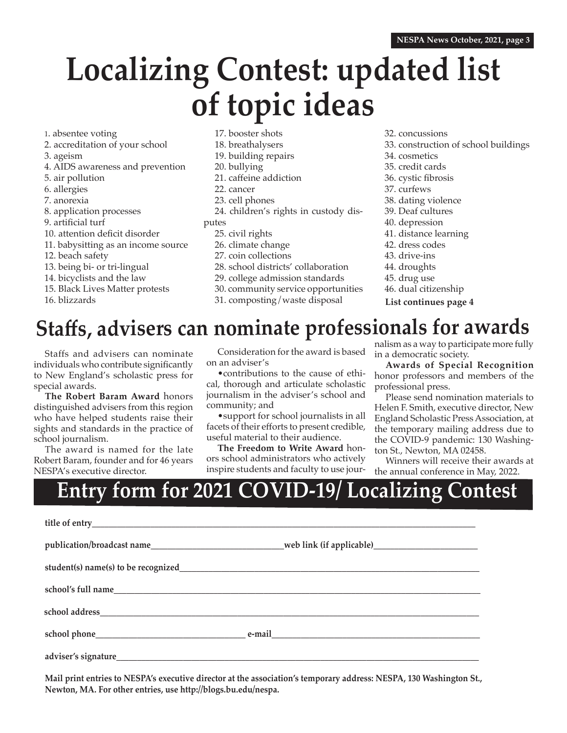# Localizing Contest: updated list of topic ideas

1. absentee voting
2. accreditation of your school
3. ageism
4. AIDS awareness and prevention
5. air pollution
6. allergies
7. anorexia
8. application processes
9. artificial turf
10. attention deficit disorder
11. babysitting as an income source
12. beach safety
13. being bi- or tri-lingual
14. bicyclists and the law
15. Black Lives Matter protests
16. blizzards
17. booster shots
18. breathalysers
19. building repairs
20. bullying
21. caffeine addiction
22. cancer
23. cell phones
24. children's rights in custody disputes
25. civil rights
26. climate change
27. coin collections
28. school districts' collaboration
29. college admission standards
30. community service opportunities
31. composting/waste disposal
32. concussions
33. construction of school buildings
34. cosmetics
35. credit cards
36. cystic fibrosis
37. curfews
38. dating violence
39. Deaf cultures
40. depression
41. distance learning
42. dress codes
43. drive-ins
44. droughts
45. drug use
46. dual citizenship

**List continues page 4**

## Staffs, advisers can nominate professionals for awards

Staffs and advisers can nominate individuals who contribute significantly to New England's scholastic press for special awards.

**The Robert Baram Award** honors distinguished advisers from this region who have helped students raise their sights and standards in the practice of school journalism.

The award is named for the late Robert Baram, founder and for 46 years NESPA's executive director.

Consideration for the award is based on an adviser's

- contributions to the cause of ethical, thorough and articulate scholastic journalism in the adviser's school and community; and
- support for school journalists in all facets of their efforts to present credible, useful material to their audience.

**The Freedom to Write Award** honors school administrators who actively inspire students and faculty to use journalism as a way to participate more fully in a democratic society.

**Awards of Special Recognition** honor professors and members of the professional press.

Please send nomination materials to Helen F. Smith, executive director, New England Scholastic Press Association, at the temporary mailing address due to the COVID-9 pandemic: 130 Washington St., Newton, MA 02458.

Winners will receive their awards at the annual conference in May, 2022.

## Entry form for 2021 COVID-19/ Localizing Contest

**title of entry**\_\_\_\_\_\_\_\_\_\_\_\_\_\_\_\_\_\_\_\_\_\_\_\_\_\_\_\_\_\_\_\_

**publication/broadcast name**\_\_\_\_\_\_\_\_\_\_\_\_\_\_\_\_\_\_\_\_ **web link (if applicable)**\_\_\_\_\_\_\_\_\_\_\_\_\_\_\_\_\_\_\_\_

**student(s) name(s) to be recognized**\_\_\_\_\_\_\_\_\_\_\_\_\_\_\_\_\_\_\_\_\_\_\_\_\_\_\_\_\_\_\_\_

**school's full name**\_\_\_\_\_\_\_\_\_\_\_\_\_\_\_\_\_\_\_\_\_\_\_\_\_\_\_\_\_\_\_\_

**school address**\_\_\_\_\_\_\_\_\_\_\_\_\_\_\_\_\_\_\_\_\_\_\_\_\_\_\_\_\_\_\_\_

**school phone**\_\_\_\_\_\_\_\_\_\_\_\_\_\_\_\_\_\_\_\_ **e-mail**\_\_\_\_\_\_\_\_\_\_\_\_\_\_\_\_\_\_\_\_

**adviser's signature**\_\_\_\_\_\_\_\_\_\_\_\_\_\_\_\_\_\_\_\_\_\_\_\_\_\_\_\_\_\_\_\_

**Mail print entries to NESPA's executive director at the association's temporary address: NESPA, 130 Washington St., Newton, MA. For other entries, use http://blogs.bu.edu/nespa.**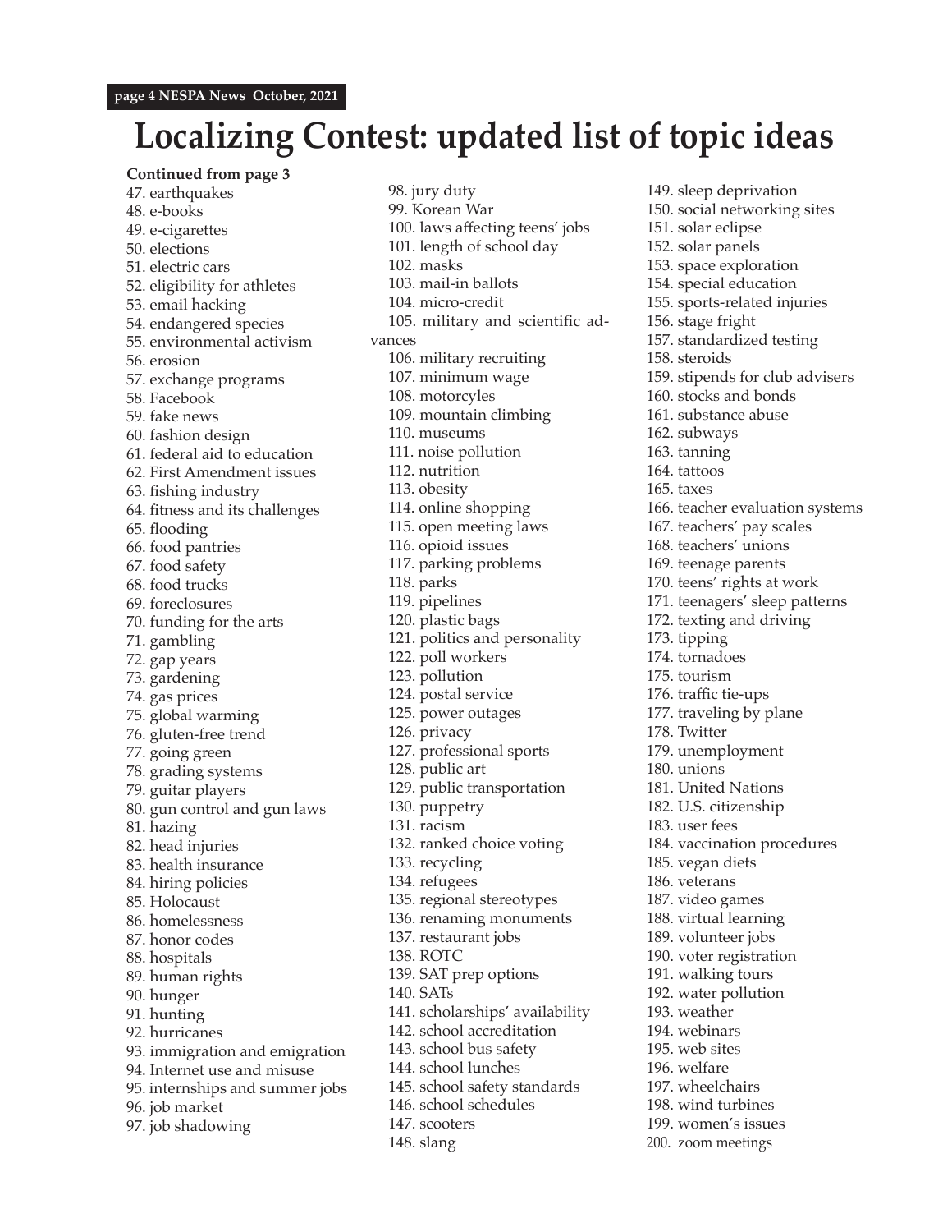# Localizing Contest: updated list of topic ideas

**Continued from page 3**

47. earthquakes
48. e-books
49. e-cigarettes
50. elections
51. electric cars
52. eligibility for athletes
53. email hacking
54. endangered species
55. environmental activism
56. erosion
57. exchange programs
58. Facebook
59. fake news
60. fashion design
61. federal aid to education
62. First Amendment issues
63. fishing industry
64. fitness and its challenges
65. flooding
66. food pantries
67. food safety
68. food trucks
69. foreclosures
70. funding for the arts
71. gambling
72. gap years
73. gardening
74. gas prices
75. global warming
76. gluten-free trend
77. going green
78. grading systems
79. guitar players
80. gun control and gun laws
81. hazing
82. head injuries
83. health insurance
84. hiring policies
85. Holocaust
86. homelessness
87. honor codes
88. hospitals
89. human rights
90. hunger
91. hunting
92. hurricanes
93. immigration and emigration
94. Internet use and misuse
95. internships and summer jobs
96. job market
97. job shadowing
98. jury duty
99. Korean War
100. laws affecting teens' jobs
101. length of school day
102. masks
103. mail-in ballots
104. micro-credit
105. military and scientific advances
106. military recruiting
107. minimum wage
108. motorcyles
109. mountain climbing
110. museums
111. noise pollution
112. nutrition
113. obesity
114. online shopping
115. open meeting laws
116. opioid issues
117. parking problems
118. parks
119. pipelines
120. plastic bags
121. politics and personality
122. poll workers
123. pollution
124. postal service
125. power outages
126. privacy
127. professional sports
128. public art
129. public transportation
130. puppetry
131. racism
132. ranked choice voting
133. recycling
134. refugees
135. regional stereotypes
136. renaming monuments
137. restaurant jobs
138. ROTC
139. SAT prep options
140. SATs
141. scholarships' availability
142. school accreditation
143. school bus safety
144. school lunches
145. school safety standards
146. school schedules
147. scooters
148. slang
149. sleep deprivation
150. social networking sites
151. solar eclipse
152. solar panels
153. space exploration
154. special education
155. sports-related injuries
156. stage fright
157. standardized testing
158. steroids
159. stipends for club advisers
160. stocks and bonds
161. substance abuse
162. subways
163. tanning
164. tattoos
165. taxes
166. teacher evaluation systems
167. teachers' pay scales
168. teachers' unions
169. teenage parents
170. teens' rights at work
171. teenagers' sleep patterns
172. texting and driving
173. tipping
174. tornadoes
175. tourism
176. traffic tie-ups
177. traveling by plane
178. Twitter
179. unemployment
180. unions
181. United Nations
182. U.S. citizenship
183. user fees
184. vaccination procedures
185. vegan diets
186. veterans
187. video games
188. virtual learning
189. volunteer jobs
190. voter registration
191. walking tours
192. water pollution
193. weather
194. webinars
195. web sites
196. welfare
197. wheelchairs
198. wind turbines
199. women's issues
200. zoom meetings